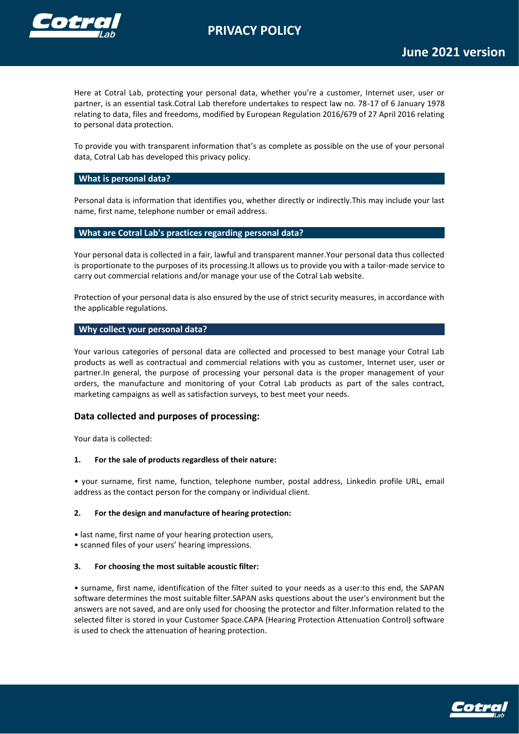# PRIVACY POLICY

## June 2021 version

Here at Cotral Lab, protecting your personal data, whether you're a customer, Internet user, user or partner, is an essential task.Cotral Lab therefore undertakes to respect law no. 78-17 of 6 January 1978 relating to data, files and freedoms, modified by European Regulation 2016/679 of 27 April 2016 relating to personal data protection.

To provide you with transparent information that's as complete as possible on the use of your personal data, Cotral Lab has developed this privacy policy.

## What is personal data?

Personal data is information that identifies you, whether directly or indirectly.This may include your last name, first name, telephone number or email address.

## What are Cotral Lab's practices regarding personal data?

Your personal data is collected in a fair, lawful and transparent manner.Your personal data thus collected is proportionate to the purposes of its processing.It allows us to provide you with a tailor-made service to carry out commercial relations and/or manage your use of the Cotral Lab website.

Protection of your personal data is also ensured by the use of strict security measures, in accordance with the applicable regulations.

## Why collect your personal data?

Your various categories of personal data are collected and processed to best manage your Cotral Lab products as well as contractual and commercial relations with you as customer, Internet user, user or partner.In general, the purpose of processing your personal data is the proper management of your orders, the manufacture and monitoring of your Cotral Lab products as part of the sales contract, marketing campaigns as well as satisfaction surveys, to best meet your needs.

### Data collected and purposes of processing:

Your data is collected:

**1. For the sale of products regardless of their nature:**

• your surname, first name, function, telephone number, postal address, Linkedin profile URL, email address as the contact person for the company or individual client.

**2. For the design and manufacture of hearing protection:**

• last name, first name of your hearing protection users,
• scanned files of your users' hearing impressions.

**3. For choosing the most suitable acoustic filter:**

• surname, first name, identification of the filter suited to your needs as a user:to this end, the SAPAN software determines the most suitable filter.SAPAN asks questions about the user's environment but the answers are not saved, and are only used for choosing the protector and filter.Information related to the selected filter is stored in your Customer Space.CAPA (Hearing Protection Attenuation Control) software is used to check the attenuation of hearing protection.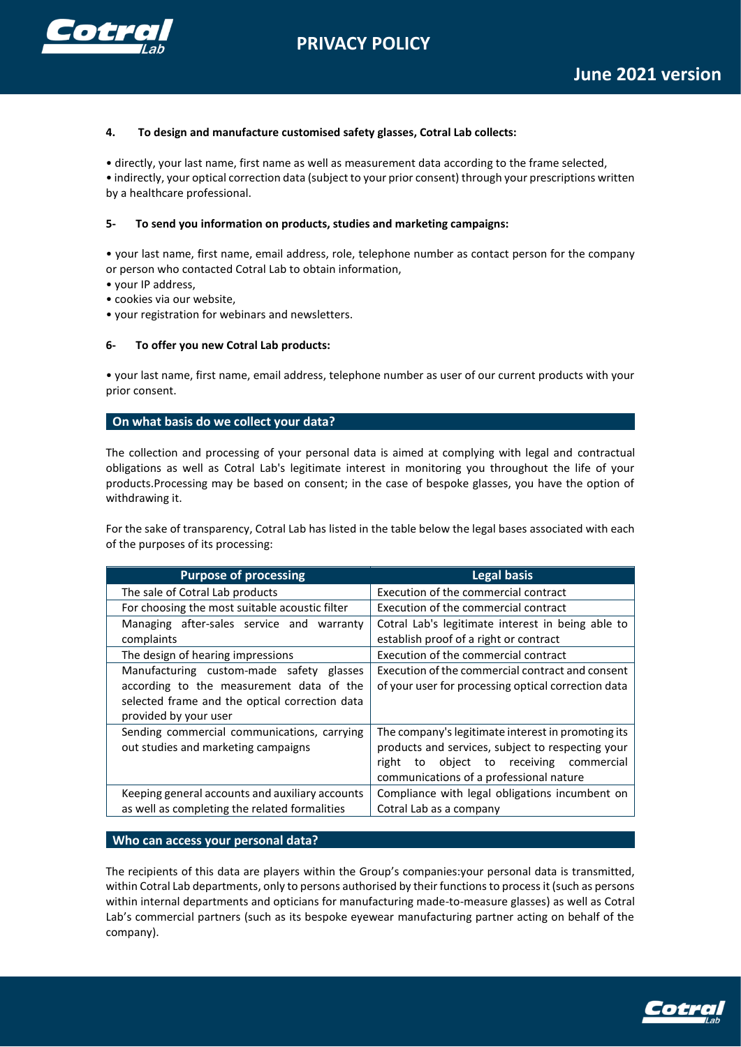#### 4. To design and manufacture customised safety glasses, Cotral Lab collects:

• directly, your last name, first name as well as measurement data according to the frame selected,
• indirectly, your optical correction data (subject to your prior consent) through your prescriptions written by a healthcare professional.

#### 5- To send you information on products, studies and marketing campaigns:

• your last name, first name, email address, role, telephone number as contact person for the company or person who contacted Cotral Lab to obtain information,
• your IP address,
• cookies via our website,
• your registration for webinars and newsletters.

#### 6- To offer you new Cotral Lab products:

• your last name, first name, email address, telephone number as user of our current products with your prior consent.

## On what basis do we collect your data?

The collection and processing of your personal data is aimed at complying with legal and contractual obligations as well as Cotral Lab's legitimate interest in monitoring you throughout the life of your products.Processing may be based on consent; in the case of bespoke glasses, you have the option of withdrawing it.

For the sake of transparency, Cotral Lab has listed in the table below the legal bases associated with each of the purposes of its processing:

| Purpose of processing | Legal basis |
|---|---|
| The sale of Cotral Lab products | Execution of the commercial contract |
| For choosing the most suitable acoustic filter | Execution of the commercial contract |
| Managing after-sales service and warranty complaints | Cotral Lab's legitimate interest in being able to establish proof of a right or contract |
| The design of hearing impressions | Execution of the commercial contract |
| Manufacturing custom-made safety glasses according to the measurement data of the selected frame and the optical correction data provided by your user | Execution of the commercial contract and consent of your user for processing optical correction data |
| Sending commercial communications, carrying out studies and marketing campaigns | The company's legitimate interest in promoting its products and services, subject to respecting your right to object to receiving commercial communications of a professional nature |
| Keeping general accounts and auxiliary accounts as well as completing the related formalities | Compliance with legal obligations incumbent on Cotral Lab as a company |

## Who can access your personal data?

The recipients of this data are players within the Group's companies:your personal data is transmitted, within Cotral Lab departments, only to persons authorised by their functions to process it (such as persons within internal departments and opticians for manufacturing made-to-measure glasses) as well as Cotral Lab's commercial partners (such as its bespoke eyewear manufacturing partner acting on behalf of the company).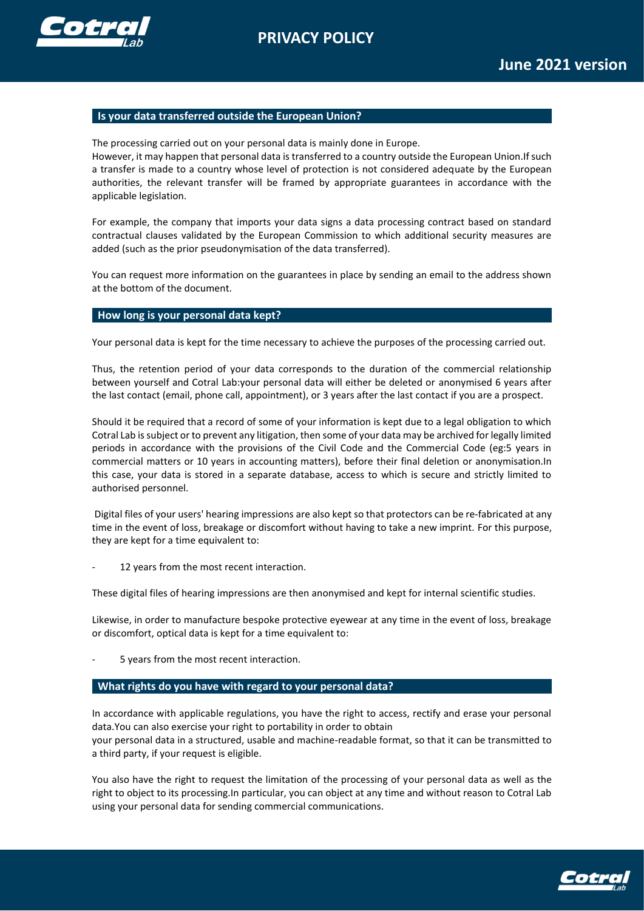## Is your data transferred outside the European Union?

The processing carried out on your personal data is mainly done in Europe.
However, it may happen that personal data is transferred to a country outside the European Union.If such a transfer is made to a country whose level of protection is not considered adequate by the European authorities, the relevant transfer will be framed by appropriate guarantees in accordance with the applicable legislation.

For example, the company that imports your data signs a data processing contract based on standard contractual clauses validated by the European Commission to which additional security measures are added (such as the prior pseudonymisation of the data transferred).

You can request more information on the guarantees in place by sending an email to the address shown at the bottom of the document.

## How long is your personal data kept?

Your personal data is kept for the time necessary to achieve the purposes of the processing carried out.

Thus, the retention period of your data corresponds to the duration of the commercial relationship between yourself and Cotral Lab:your personal data will either be deleted or anonymised 6 years after the last contact (email, phone call, appointment), or 3 years after the last contact if you are a prospect.

Should it be required that a record of some of your information is kept due to a legal obligation to which Cotral Lab is subject or to prevent any litigation, then some of your data may be archived for legally limited periods in accordance with the provisions of the Civil Code and the Commercial Code (eg:5 years in commercial matters or 10 years in accounting matters), before their final deletion or anonymisation.In this case, your data is stored in a separate database, access to which is secure and strictly limited to authorised personnel.

Digital files of your users' hearing impressions are also kept so that protectors can be re-fabricated at any time in the event of loss, breakage or discomfort without having to take a new imprint. For this purpose, they are kept for a time equivalent to:

- 12 years from the most recent interaction.

These digital files of hearing impressions are then anonymised and kept for internal scientific studies.

Likewise, in order to manufacture bespoke protective eyewear at any time in the event of loss, breakage or discomfort, optical data is kept for a time equivalent to:

- 5 years from the most recent interaction.

## What rights do you have with regard to your personal data?

In accordance with applicable regulations, you have the right to access, rectify and erase your personal data.You can also exercise your right to portability in order to obtain your personal data in a structured, usable and machine-readable format, so that it can be transmitted to a third party, if your request is eligible.

You also have the right to request the limitation of the processing of your personal data as well as the right to object to its processing.In particular, you can object at any time and without reason to Cotral Lab using your personal data for sending commercial communications.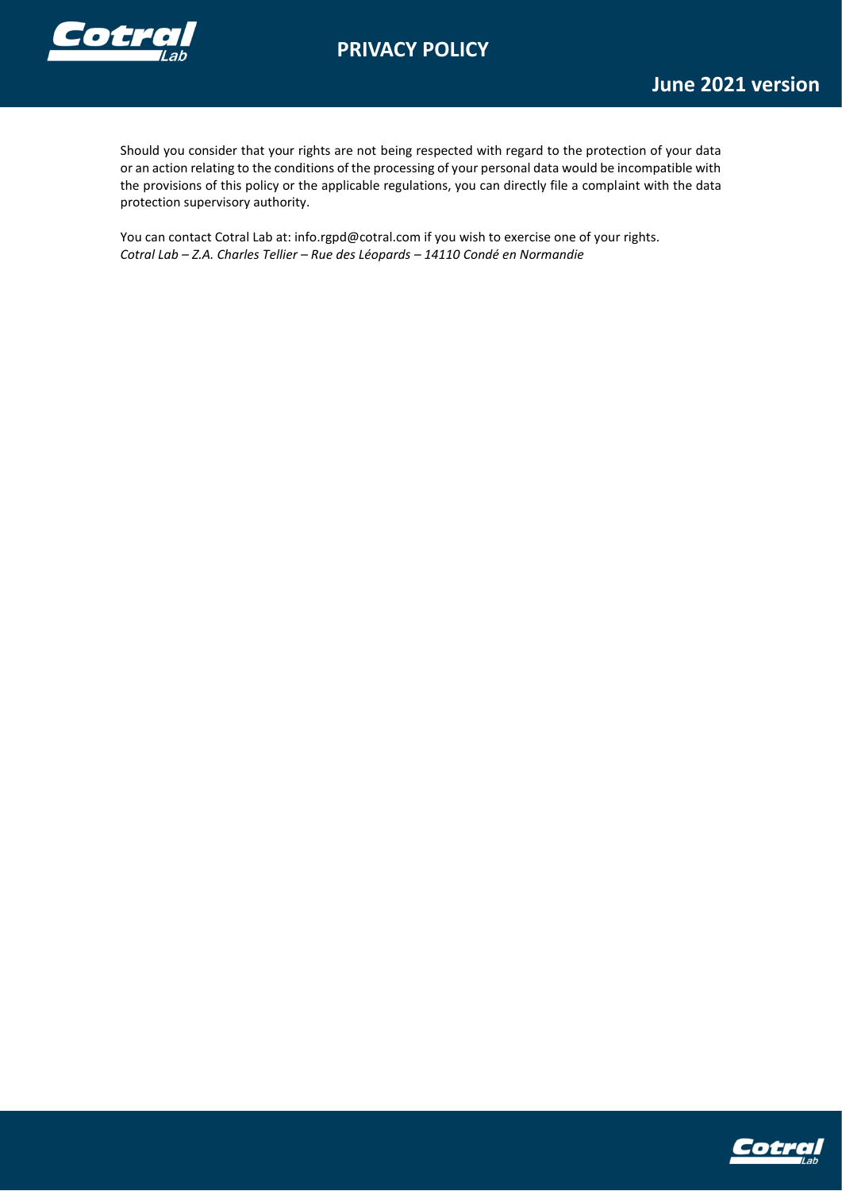Should you consider that your rights are not being respected with regard to the protection of your data or an action relating to the conditions of the processing of your personal data would be incompatible with the provisions of this policy or the applicable regulations, you can directly file a complaint with the data protection supervisory authority.

You can contact Cotral Lab at: info.rgpd@cotral.com if you wish to exercise one of your rights.
*Cotral Lab – Z.A. Charles Tellier – Rue des Léopards – 14110 Condé en Normandie*